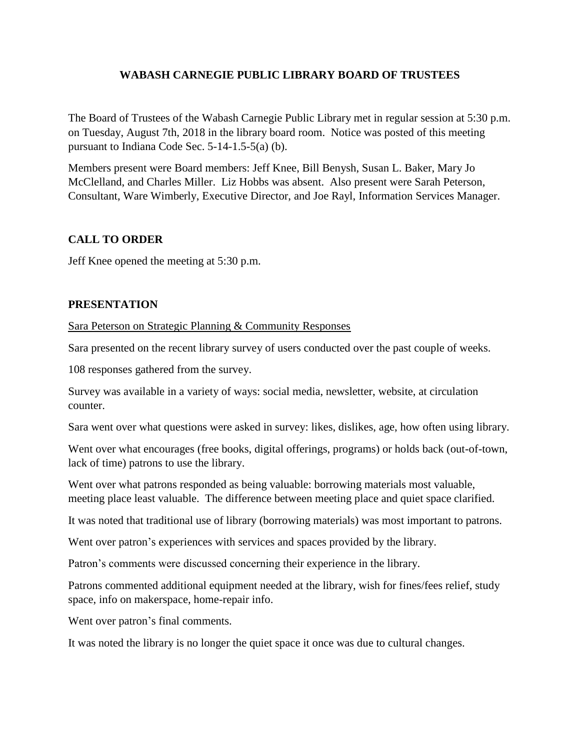# WABASH CARNEGIE PUBLIC LIBRARY BOARD OF TRUSTEES

The Board of Trustees of the Wabash Carnegie Public Library met in regular session at 5:30 p.m. on Tuesday, August 7th, 2018 in the library board room. Notice was posted of this meeting pursuant to Indiana Code Sec. 5-14-1.5-5(a) (b).

Members present were Board members: Jeff Knee, Bill Benysh, Susan L. Baker, Mary Jo McClelland, and Charles Miller. Liz Hobbs was absent. Also present were Sarah Peterson, Consultant, Ware Wimberly, Executive Director, and Joe Rayl, Information Services Manager.

## CALL TO ORDER

Jeff Knee opened the meeting at 5:30 p.m.

## PRESENTATION

Sara Peterson on Strategic Planning & Community Responses

Sara presented on the recent library survey of users conducted over the past couple of weeks.

108 responses gathered from the survey.

Survey was available in a variety of ways: social media, newsletter, website, at circulation counter.

Sara went over what questions were asked in survey: likes, dislikes, age, how often using library.

Went over what encourages (free books, digital offerings, programs) or holds back (out-of-town, lack of time) patrons to use the library.

Went over what patrons responded as being valuable: borrowing materials most valuable, meeting place least valuable. The difference between meeting place and quiet space clarified.

It was noted that traditional use of library (borrowing materials) was most important to patrons.

Went over patron's experiences with services and spaces provided by the library.

Patron's comments were discussed concerning their experience in the library.

Patrons commented additional equipment needed at the library, wish for fines/fees relief, study space, info on makerspace, home-repair info.

Went over patron's final comments.

It was noted the library is no longer the quiet space it once was due to cultural changes.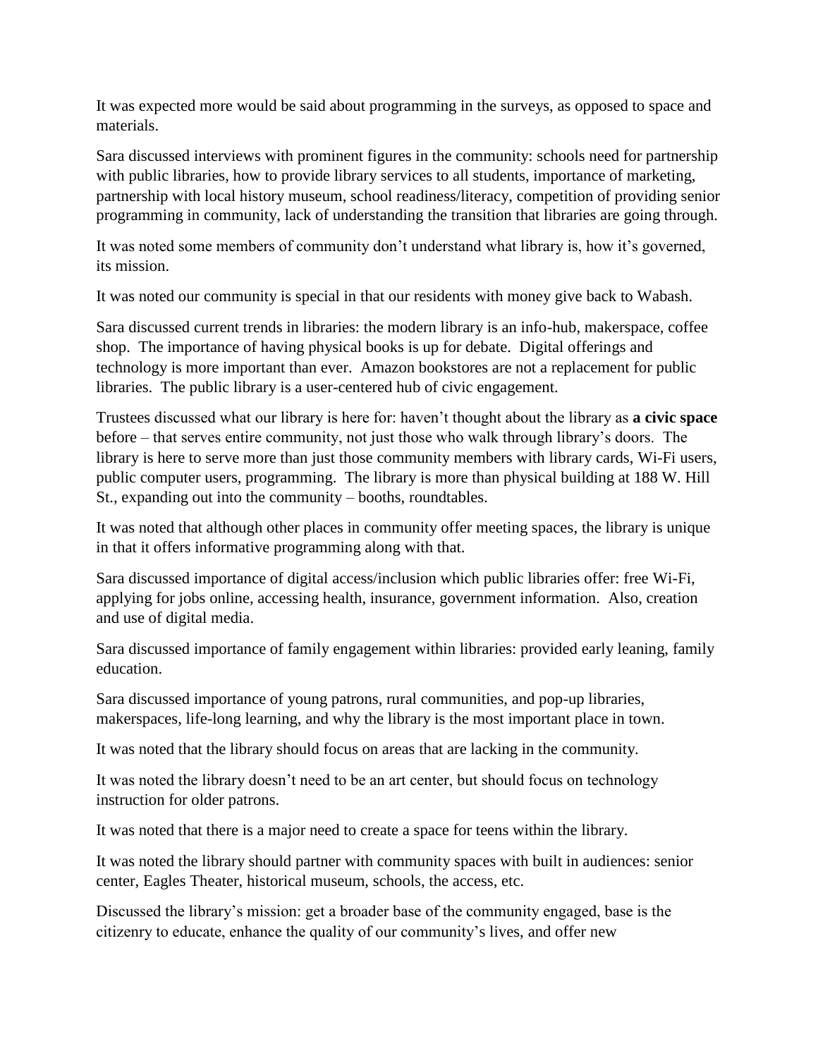It was expected more would be said about programming in the surveys, as opposed to space and materials.

Sara discussed interviews with prominent figures in the community: schools need for partnership with public libraries, how to provide library services to all students, importance of marketing, partnership with local history museum, school readiness/literacy, competition of providing senior programming in community, lack of understanding the transition that libraries are going through.

It was noted some members of community don't understand what library is, how it's governed, its mission.

It was noted our community is special in that our residents with money give back to Wabash.

Sara discussed current trends in libraries: the modern library is an info-hub, makerspace, coffee shop. The importance of having physical books is up for debate. Digital offerings and technology is more important than ever. Amazon bookstores are not a replacement for public libraries. The public library is a user-centered hub of civic engagement.

Trustees discussed what our library is here for: haven't thought about the library as **a civic space** before – that serves entire community, not just those who walk through library's doors. The library is here to serve more than just those community members with library cards, Wi-Fi users, public computer users, programming. The library is more than physical building at 188 W. Hill St., expanding out into the community – booths, roundtables.

It was noted that although other places in community offer meeting spaces, the library is unique in that it offers informative programming along with that.

Sara discussed importance of digital access/inclusion which public libraries offer: free Wi-Fi, applying for jobs online, accessing health, insurance, government information. Also, creation and use of digital media.

Sara discussed importance of family engagement within libraries: provided early leaning, family education.

Sara discussed importance of young patrons, rural communities, and pop-up libraries, makerspaces, life-long learning, and why the library is the most important place in town.

It was noted that the library should focus on areas that are lacking in the community.

It was noted the library doesn't need to be an art center, but should focus on technology instruction for older patrons.

It was noted that there is a major need to create a space for teens within the library.

It was noted the library should partner with community spaces with built in audiences: senior center, Eagles Theater, historical museum, schools, the access, etc.

Discussed the library's mission: get a broader base of the community engaged, base is the citizenry to educate, enhance the quality of our community's lives, and offer new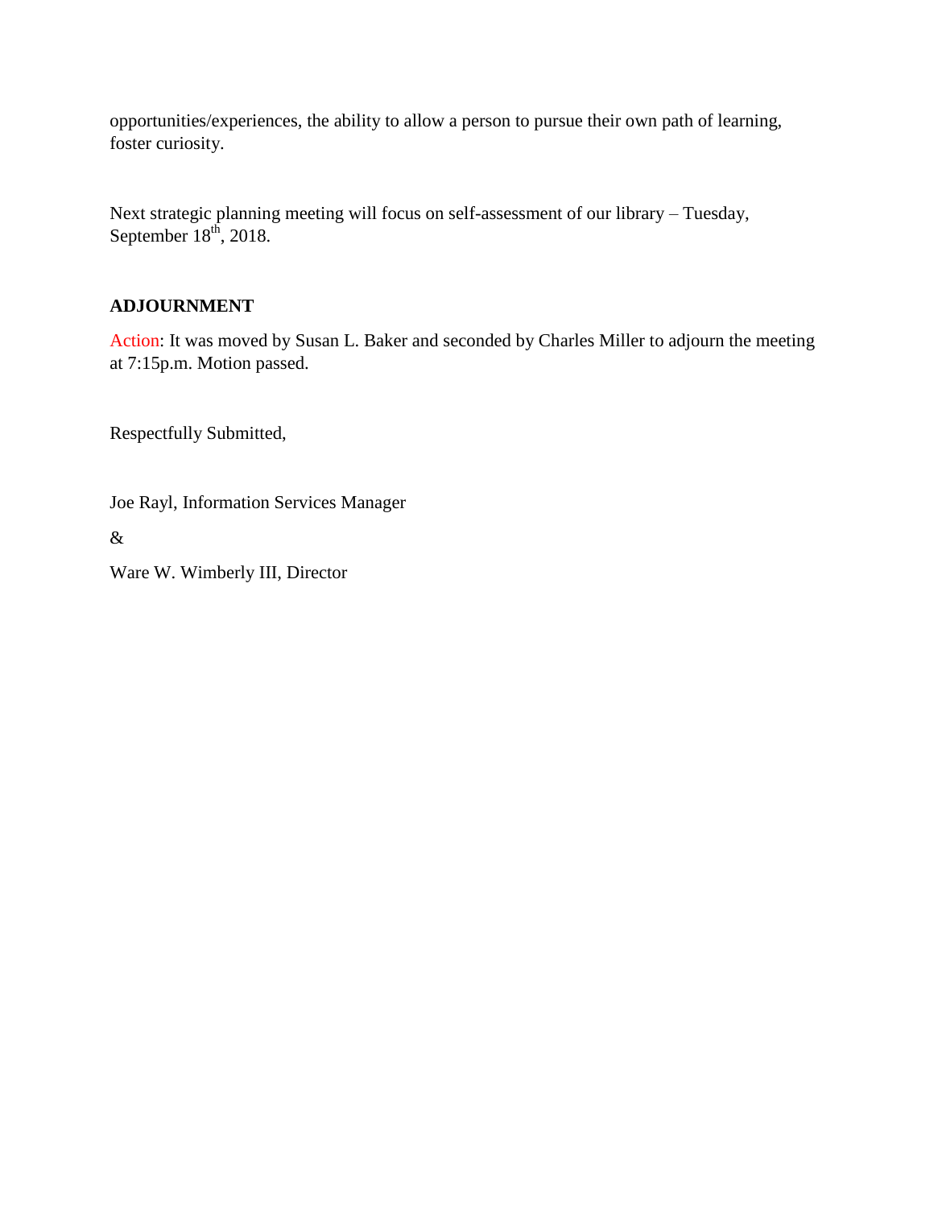opportunities/experiences, the ability to allow a person to pursue their own path of learning, foster curiosity.

Next strategic planning meeting will focus on self-assessment of our library – Tuesday, September 18th, 2018.

**ADJOURNMENT**

Action: It was moved by Susan L. Baker and seconded by Charles Miller to adjourn the meeting at 7:15p.m. Motion passed.

Respectfully Submitted,

Joe Rayl, Information Services Manager

&

Ware W. Wimberly III, Director